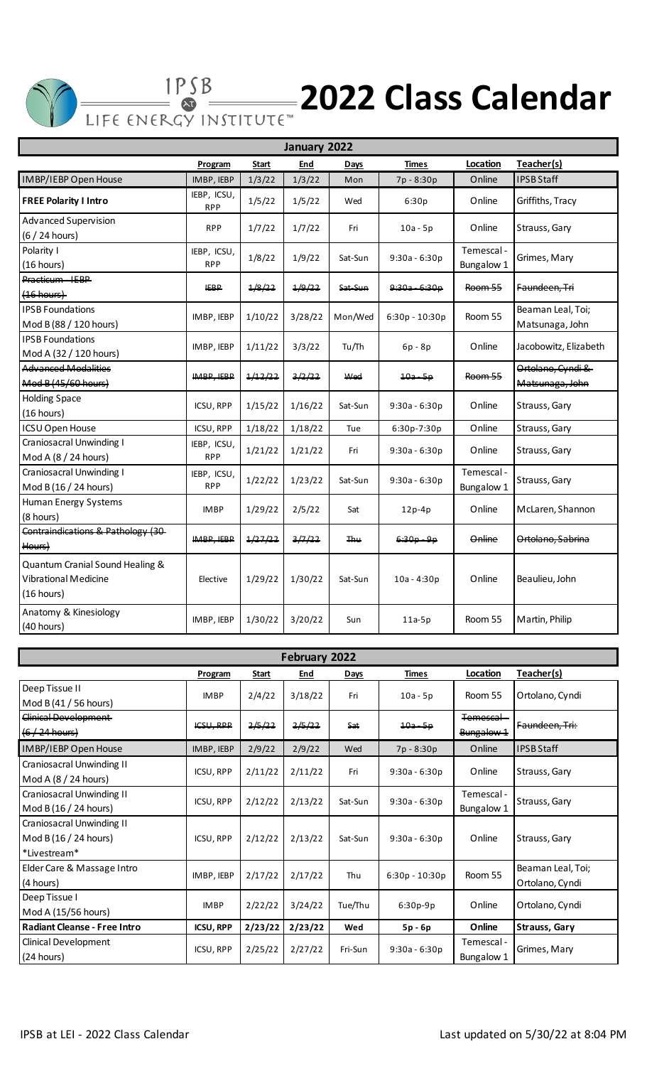# IPSB @ LIFE ENERGY INSTITUTE™ 2022 Class Calendar

## January 2022

| | Program | Start | End | Days | Times | Location | Teacher(s) |
|---|---|---|---|---|---|---|---|
| IMBP/IEBP Open House | IMBP, IEBP | 1/3/22 | 1/3/22 | Mon | 7p - 8:30p | Online | IPSB Staff |
| **FREE Polarity I Intro** | IEBP, ICSU, RPP | 1/5/22 | 1/5/22 | Wed | 6:30p | Online | Griffiths, Tracy |
| Advanced Supervision (6 / 24 hours) | RPP | 1/7/22 | 1/7/22 | Fri | 10a - 5p | Online | Strauss, Gary |
| Polarity I (16 hours) | IEBP, ICSU, RPP | 1/8/22 | 1/9/22 | Sat-Sun | 9:30a - 6:30p | Temescal - Bungalow 1 | Grimes, Mary |
| ~~Practicum - IEBP (16 hours)~~ | ~~IEBP~~ | ~~1/8/22~~ | ~~1/9/22~~ | ~~Sat-Sun~~ | ~~9:30a - 6:30p~~ | ~~Room 55~~ | ~~Faundeen, Tri~~ |
| IPSB Foundations Mod B (88 / 120 hours) | IMBP, IEBP | 1/10/22 | 3/28/22 | Mon/Wed | 6:30p - 10:30p | Room 55 | Beaman Leal, Toi; Matsunaga, John |
| IPSB Foundations Mod A (32 / 120 hours) | IMBP, IEBP | 1/11/22 | 3/3/22 | Tu/Th | 6p - 8p | Online | Jacobowitz, Elizabeth |
| ~~Advanced Modalities Mod B (45/60 hours)~~ | ~~IMBP, IEBP~~ | ~~1/12/22~~ | ~~3/2/22~~ | ~~Wed~~ | ~~10a - 5p~~ | ~~Room 55~~ | ~~Ortolano, Cyndi & Matsunaga, John~~ |
| Holding Space (16 hours) | ICSU, RPP | 1/15/22 | 1/16/22 | Sat-Sun | 9:30a - 6:30p | Online | Strauss, Gary |
| ICSU Open House | ICSU, RPP | 1/18/22 | 1/18/22 | Tue | 6:30p-7:30p | Online | Strauss, Gary |
| Craniosacral Unwinding I Mod A (8 / 24 hours) | IEBP, ICSU, RPP | 1/21/22 | 1/21/22 | Fri | 9:30a - 6:30p | Online | Strauss, Gary |
| Craniosacral Unwinding I Mod B (16 / 24 hours) | IEBP, ICSU, RPP | 1/22/22 | 1/23/22 | Sat-Sun | 9:30a - 6:30p | Temescal - Bungalow 1 | Strauss, Gary |
| Human Energy Systems (8 hours) | IMBP | 1/29/22 | 2/5/22 | Sat | 12p-4p | Online | McLaren, Shannon |
| ~~Contraindications & Pathology (30 Hours)~~ | ~~IMBP, IEBP~~ | ~~1/27/22~~ | ~~3/7/22~~ | ~~Thu~~ | ~~6:30p - 9p~~ | ~~Online~~ | ~~Ortolano, Sabrina~~ |
| Quantum Cranial Sound Healing & Vibrational Medicine (16 hours) | Elective | 1/29/22 | 1/30/22 | Sat-Sun | 10a - 4:30p | Online | Beaulieu, John |
| Anatomy & Kinesiology (40 hours) | IMBP, IEBP | 1/30/22 | 3/20/22 | Sun | 11a-5p | Room 55 | Martin, Philip |

## February 2022

| | Program | Start | End | Days | Times | Location | Teacher(s) |
|---|---|---|---|---|---|---|---|
| Deep Tissue II Mod B (41 / 56 hours) | IMBP | 2/4/22 | 3/18/22 | Fri | 10a - 5p | Room 55 | Ortolano, Cyndi |
| ~~Clinical Development (6 / 24 hours)~~ | ~~ICSU, RPP~~ | ~~2/5/22~~ | ~~2/5/22~~ | ~~Sat~~ | ~~10a - 5p~~ | ~~Temescal - Bungalow 1~~ | ~~Faundeen, Tri:~~ |
| IMBP/IEBP Open House | IMBP, IEBP | 2/9/22 | 2/9/22 | Wed | 7p - 8:30p | Online | IPSB Staff |
| Craniosacral Unwinding II Mod A (8 / 24 hours) | ICSU, RPP | 2/11/22 | 2/11/22 | Fri | 9:30a - 6:30p | Online | Strauss, Gary |
| Craniosacral Unwinding II Mod B (16 / 24 hours) | ICSU, RPP | 2/12/22 | 2/13/22 | Sat-Sun | 9:30a - 6:30p | Temescal - Bungalow 1 | Strauss, Gary |
| Craniosacral Unwinding II Mod B (16 / 24 hours) *Livestream* | ICSU, RPP | 2/12/22 | 2/13/22 | Sat-Sun | 9:30a - 6:30p | Online | Strauss, Gary |
| Elder Care & Massage Intro (4 hours) | IMBP, IEBP | 2/17/22 | 2/17/22 | Thu | 6:30p - 10:30p | Room 55 | Beaman Leal, Toi; Ortolano, Cyndi |
| Deep Tissue I Mod A (15/56 hours) | IMBP | 2/22/22 | 3/24/22 | Tue/Thu | 6:30p-9p | Online | Ortolano, Cyndi |
| **Radiant Cleanse - Free Intro** | **ICSU, RPP** | **2/23/22** | **2/23/22** | **Wed** | **5p - 6p** | **Online** | **Strauss, Gary** |
| Clinical Development (24 hours) | ICSU, RPP | 2/25/22 | 2/27/22 | Fri-Sun | 9:30a - 6:30p | Temescal - Bungalow 1 | Grimes, Mary |

IPSB at LEI - 2022 Class Calendar — Last updated on 5/30/22 at 8:04 PM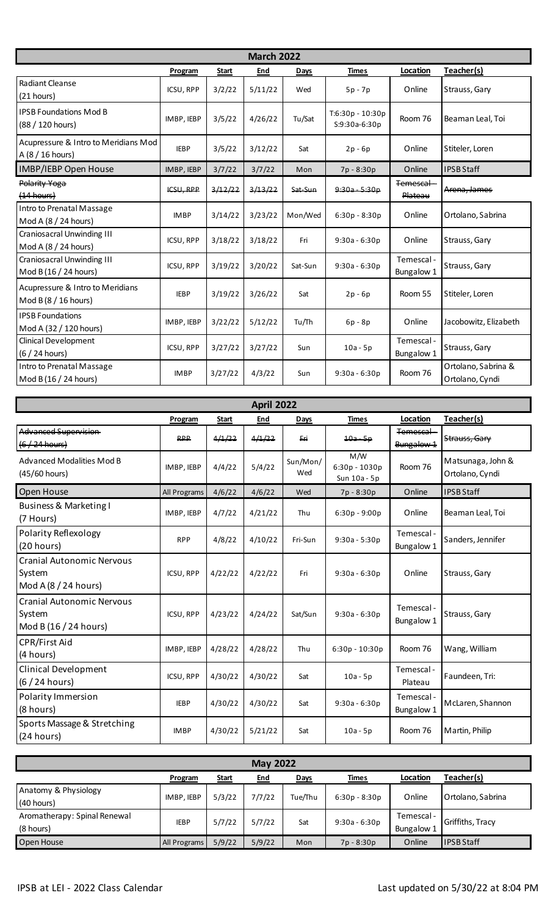## March 2022

| | Program | Start | End | Days | Times | Location | Teacher(s) |
|---|---|---|---|---|---|---|---|
| Radiant Cleanse (21 hours) | ICSU, RPP | 3/2/22 | 5/11/22 | Wed | 5p - 7p | Online | Strauss, Gary |
| IPSB Foundations Mod B (88 / 120 hours) | IMBP, IEBP | 3/5/22 | 4/26/22 | Tu/Sat | T:6:30p - 10:30p S:9:30a-6:30p | Room 76 | Beaman Leal, Toi |
| Acupressure & Intro to Meridians Mod A (8 / 16 hours) | IEBP | 3/5/22 | 3/12/22 | Sat | 2p - 6p | Online | Stiteler, Loren |
| IMBP/IEBP Open House | IMBP, IEBP | 3/7/22 | 3/7/22 | Mon | 7p - 8:30p | Online | IPSB Staff |
| ~~Polarity Yoga (14 hours)~~ | ~~ICSU, RPP~~ | ~~3/12/22~~ | ~~3/13/22~~ | ~~Sat-Sun~~ | ~~9:30a - 5:30p~~ | ~~Temescal - Plateau~~ | ~~Arena, James~~ |
| Intro to Prenatal Massage Mod A (8 / 24 hours) | IMBP | 3/14/22 | 3/23/22 | Mon/Wed | 6:30p - 8:30p | Online | Ortolano, Sabrina |
| Craniosacral Unwinding III Mod A (8 / 24 hours) | ICSU, RPP | 3/18/22 | 3/18/22 | Fri | 9:30a - 6:30p | Online | Strauss, Gary |
| Craniosacral Unwinding III Mod B (16 / 24 hours) | ICSU, RPP | 3/19/22 | 3/20/22 | Sat-Sun | 9:30a - 6:30p | Temescal - Bungalow 1 | Strauss, Gary |
| Acupressure & Intro to Meridians Mod B (8 / 16 hours) | IEBP | 3/19/22 | 3/26/22 | Sat | 2p - 6p | Room 55 | Stiteler, Loren |
| IPSB Foundations Mod A (32 / 120 hours) | IMBP, IEBP | 3/22/22 | 5/12/22 | Tu/Th | 6p - 8p | Online | Jacobowitz, Elizabeth |
| Clinical Development (6 / 24 hours) | ICSU, RPP | 3/27/22 | 3/27/22 | Sun | 10a - 5p | Temescal - Bungalow 1 | Strauss, Gary |
| Intro to Prenatal Massage Mod B (16 / 24 hours) | IMBP | 3/27/22 | 4/3/22 | Sun | 9:30a - 6:30p | Room 76 | Ortolano, Sabrina & Ortolano, Cyndi |

## April 2022

| | Program | Start | End | Days | Times | Location | Teacher(s) |
|---|---|---|---|---|---|---|---|
| ~~Advanced Supervision (6 / 24 hours)~~ | ~~RPP~~ | ~~4/1/22~~ | ~~4/1/22~~ | ~~Fri~~ | ~~10a - 5p~~ | ~~Temescal - Bungalow 1~~ | ~~Strauss, Gary~~ |
| Advanced Modalities Mod B (45/60 hours) | IMBP, IEBP | 4/4/22 | 5/4/22 | Sun/Mon/Wed | M/W 6:30p - 1030p Sun 10a - 5p | Room 76 | Matsunaga, John & Ortolano, Cyndi |
| Open House | All Programs | 4/6/22 | 4/6/22 | Wed | 7p - 8:30p | Online | IPSB Staff |
| Business & Marketing I (7 Hours) | IMBP, IEBP | 4/7/22 | 4/21/22 | Thu | 6:30p - 9:00p | Online | Beaman Leal, Toi |
| Polarity Reflexology (20 hours) | RPP | 4/8/22 | 4/10/22 | Fri-Sun | 9:30a - 5:30p | Temescal - Bungalow 1 | Sanders, Jennifer |
| Cranial Autonomic Nervous System Mod A (8 / 24 hours) | ICSU, RPP | 4/22/22 | 4/22/22 | Fri | 9:30a - 6:30p | Online | Strauss, Gary |
| Cranial Autonomic Nervous System Mod B (16 / 24 hours) | ICSU, RPP | 4/23/22 | 4/24/22 | Sat/Sun | 9:30a - 6:30p | Temescal - Bungalow 1 | Strauss, Gary |
| CPR/First Aid (4 hours) | IMBP, IEBP | 4/28/22 | 4/28/22 | Thu | 6:30p - 10:30p | Room 76 | Wang, William |
| Clinical Development (6 / 24 hours) | ICSU, RPP | 4/30/22 | 4/30/22 | Sat | 10a - 5p | Temescal - Plateau | Faundeen, Tri: |
| Polarity Immersion (8 hours) | IEBP | 4/30/22 | 4/30/22 | Sat | 9:30a - 6:30p | Temescal - Bungalow 1 | McLaren, Shannon |
| Sports Massage & Stretching (24 hours) | IMBP | 4/30/22 | 5/21/22 | Sat | 10a - 5p | Room 76 | Martin, Philip |

## May 2022

| | Program | Start | End | Days | Times | Location | Teacher(s) |
|---|---|---|---|---|---|---|---|
| Anatomy & Physiology (40 hours) | IMBP, IEBP | 5/3/22 | 7/7/22 | Tue/Thu | 6:30p - 8:30p | Online | Ortolano, Sabrina |
| Aromatherapy: Spinal Renewal (8 hours) | IEBP | 5/7/22 | 5/7/22 | Sat | 9:30a - 6:30p | Temescal - Bungalow 1 | Griffiths, Tracy |
| Open House | All Programs | 5/9/22 | 5/9/22 | Mon | 7p - 8:30p | Online | IPSB Staff |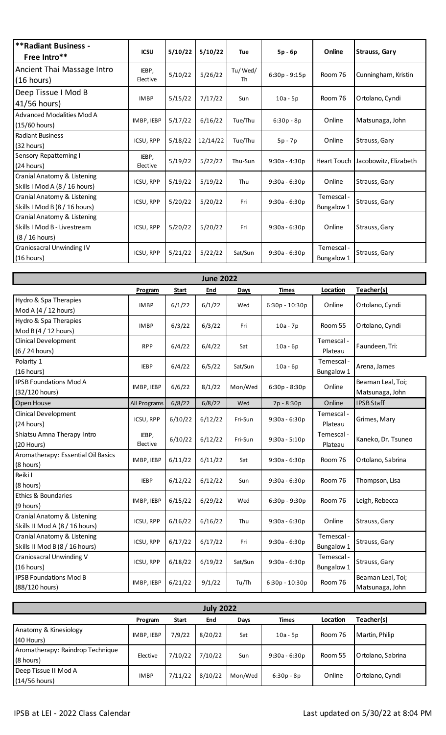| **Radiant Business - Free Intro** | ICSU | 5/10/22 | 5/10/22 | Tue | 5p - 6p | Online | Strauss, Gary |
|---|---|---|---|---|---|---|---|
| Ancient Thai Massage Intro (16 hours) | IEBP, Elective | 5/10/22 | 5/26/22 | Tu/ Wed/ Th | 6:30p - 9:15p | Room 76 | Cunningham, Kristin |
| Deep Tissue I Mod B 41/56 hours) | IMBP | 5/15/22 | 7/17/22 | Sun | 10a - 5p | Room 76 | Ortolano, Cyndi |
| Advanced Modalities Mod A (15/60 hours) | IMBP, IEBP | 5/17/22 | 6/16/22 | Tue/Thu | 6:30p - 8p | Online | Matsunaga, John |
| Radiant Business (32 hours) | ICSU, RPP | 5/18/22 | 12/14/22 | Tue/Thu | 5p - 7p | Online | Strauss, Gary |
| Sensory Repatterning I (24 hours) | IEBP, Elective | 5/19/22 | 5/22/22 | Thu-Sun | 9:30a - 4:30p | Heart Touch | Jacobowitz, Elizabeth |
| Cranial Anatomy & Listening Skills I Mod A (8 / 16 hours) | ICSU, RPP | 5/19/22 | 5/19/22 | Thu | 9:30a - 6:30p | Online | Strauss, Gary |
| Cranial Anatomy & Listening Skills I Mod B (8 / 16 hours) | ICSU, RPP | 5/20/22 | 5/20/22 | Fri | 9:30a - 6:30p | Temescal - Bungalow 1 | Strauss, Gary |
| Cranial Anatomy & Listening Skills I Mod B - Livestream (8 / 16 hours) | ICSU, RPP | 5/20/22 | 5/20/22 | Fri | 9:30a - 6:30p | Online | Strauss, Gary |
| Craniosacral Unwinding IV (16 hours) | ICSU, RPP | 5/21/22 | 5/22/22 | Sat/Sun | 9:30a - 6:30p | Temescal - Bungalow 1 | Strauss, Gary |

## June 2022

| | Program | Start | End | Days | Times | Location | Teacher(s) |
|---|---|---|---|---|---|---|---|
| Hydro & Spa Therapies Mod A (4 / 12 hours) | IMBP | 6/1/22 | 6/1/22 | Wed | 6:30p - 10:30p | Online | Ortolano, Cyndi |
| Hydro & Spa Therapies Mod B (4 / 12 hours) | IMBP | 6/3/22 | 6/3/22 | Fri | 10a - 7p | Room 55 | Ortolano, Cyndi |
| Clinical Development (6 / 24 hours) | RPP | 6/4/22 | 6/4/22 | Sat | 10a - 6p | Temescal - Plateau | Faundeen, Tri: |
| Polarity 1 (16 hours) | IEBP | 6/4/22 | 6/5/22 | Sat/Sun | 10a - 6p | Temescal - Bungalow 1 | Arena, James |
| IPSB Foundations Mod A (32/120 hours) | IMBP, IEBP | 6/6/22 | 8/1/22 | Mon/Wed | 6:30p - 8:30p | Online | Beaman Leal, Toi; Matsunaga, John |
| Open House | All Programs | 6/8/22 | 6/8/22 | Wed | 7p - 8:30p | Online | IPSB Staff |
| Clinical Development (24 hours) | ICSU, RPP | 6/10/22 | 6/12/22 | Fri-Sun | 9:30a - 6:30p | Temescal - Plateau | Grimes, Mary |
| Shiatsu Amna Therapy Intro (20 Hours) | IEBP, Elective | 6/10/22 | 6/12/22 | Fri-Sun | 9:30a - 5:10p | Temescal - Plateau | Kaneko, Dr. Tsuneo |
| Aromatherapy: Essential Oil Basics (8 hours) | IMBP, IEBP | 6/11/22 | 6/11/22 | Sat | 9:30a - 6:30p | Room 76 | Ortolano, Sabrina |
| Reiki I (8 hours) | IEBP | 6/12/22 | 6/12/22 | Sun | 9:30a - 6:30p | Room 76 | Thompson, Lisa |
| Ethics & Boundaries (9 hours) | IMBP, IEBP | 6/15/22 | 6/29/22 | Wed | 6:30p - 9:30p | Room 76 | Leigh, Rebecca |
| Cranial Anatomy & Listening Skills II Mod A (8 / 16 hours) | ICSU, RPP | 6/16/22 | 6/16/22 | Thu | 9:30a - 6:30p | Online | Strauss, Gary |
| Cranial Anatomy & Listening Skills II Mod B (8 / 16 hours) | ICSU, RPP | 6/17/22 | 6/17/22 | Fri | 9:30a - 6:30p | Temescal - Bungalow 1 | Strauss, Gary |
| Craniosacral Unwinding V (16 hours) | ICSU, RPP | 6/18/22 | 6/19/22 | Sat/Sun | 9:30a - 6:30p | Temescal - Bungalow 1 | Strauss, Gary |
| IPSB Foundations Mod B (88/120 hours) | IMBP, IEBP | 6/21/22 | 9/1/22 | Tu/Th | 6:30p - 10:30p | Room 76 | Beaman Leal, Toi; Matsunaga, John |

## July 2022

| | Program | Start | End | Days | Times | Location | Teacher(s) |
|---|---|---|---|---|---|---|---|
| Anatomy & Kinesiology (40 Hours) | IMBP, IEBP | 7/9/22 | 8/20/22 | Sat | 10a - 5p | Room 76 | Martin, Philip |
| Aromatherapy: Raindrop Technique (8 hours) | Elective | 7/10/22 | 7/10/22 | Sun | 9:30a - 6:30p | Room 55 | Ortolano, Sabrina |
| Deep Tissue II Mod A (14/56 hours) | IMBP | 7/11/22 | 8/10/22 | Mon/Wed | 6:30p - 8p | Online | Ortolano, Cyndi |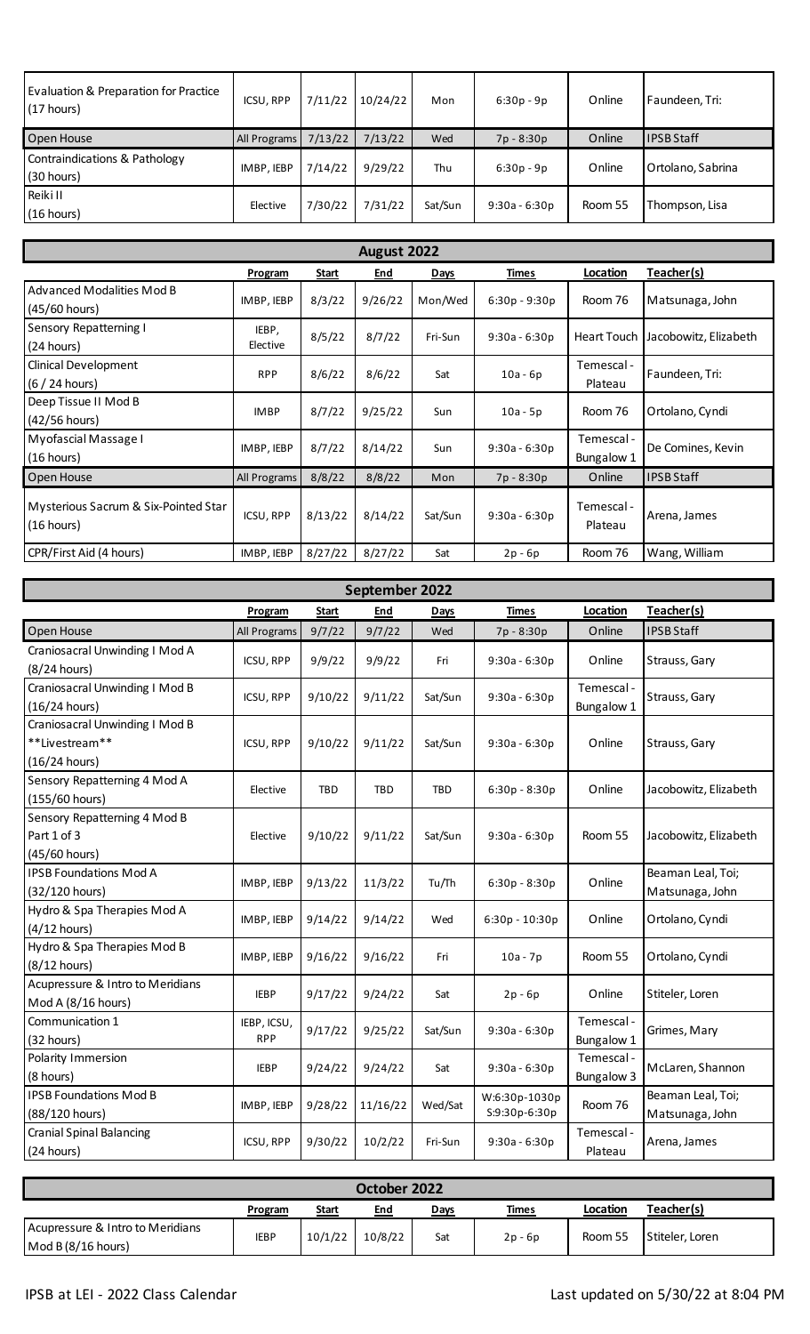| | Program | Start | End | Days | Times | Location | Teacher(s) |
|---|---|---|---|---|---|---|---|
| Evaluation & Preparation for Practice (17 hours) | ICSU, RPP | 7/11/22 | 10/24/22 | Mon | 6:30p - 9p | Online | Faundeen, Tri: |
| Open House | All Programs | 7/13/22 | 7/13/22 | Wed | 7p - 8:30p | Online | IPSB Staff |
| Contraindications & Pathology (30 hours) | IMBP, IEBP | 7/14/22 | 9/29/22 | Thu | 6:30p - 9p | Online | Ortolano, Sabrina |
| Reiki II (16 hours) | Elective | 7/30/22 | 7/31/22 | Sat/Sun | 9:30a - 6:30p | Room 55 | Thompson, Lisa |

## August 2022

| | Program | Start | End | Days | Times | Location | Teacher(s) |
|---|---|---|---|---|---|---|---|
| Advanced Modalities Mod B (45/60 hours) | IMBP, IEBP | 8/3/22 | 9/26/22 | Mon/Wed | 6:30p - 9:30p | Room 76 | Matsunaga, John |
| Sensory Repatterning I (24 hours) | IEBP, Elective | 8/5/22 | 8/7/22 | Fri-Sun | 9:30a - 6:30p | Heart Touch | Jacobowitz, Elizabeth |
| Clinical Development (6 / 24 hours) | RPP | 8/6/22 | 8/6/22 | Sat | 10a - 6p | Temescal - Plateau | Faundeen, Tri: |
| Deep Tissue II Mod B (42/56 hours) | IMBP | 8/7/22 | 9/25/22 | Sun | 10a - 5p | Room 76 | Ortolano, Cyndi |
| Myofascial Massage I (16 hours) | IMBP, IEBP | 8/7/22 | 8/14/22 | Sun | 9:30a - 6:30p | Temescal - Bungalow 1 | De Comines, Kevin |
| Open House | All Programs | 8/8/22 | 8/8/22 | Mon | 7p - 8:30p | Online | IPSB Staff |
| Mysterious Sacrum & Six-Pointed Star (16 hours) | ICSU, RPP | 8/13/22 | 8/14/22 | Sat/Sun | 9:30a - 6:30p | Temescal - Plateau | Arena, James |
| CPR/First Aid (4 hours) | IMBP, IEBP | 8/27/22 | 8/27/22 | Sat | 2p - 6p | Room 76 | Wang, William |

## September 2022

| | Program | Start | End | Days | Times | Location | Teacher(s) |
|---|---|---|---|---|---|---|---|
| Open House | All Programs | 9/7/22 | 9/7/22 | Wed | 7p - 8:30p | Online | IPSB Staff |
| Craniosacral Unwinding I Mod A (8/24 hours) | ICSU, RPP | 9/9/22 | 9/9/22 | Fri | 9:30a - 6:30p | Online | Strauss, Gary |
| Craniosacral Unwinding I Mod B (16/24 hours) | ICSU, RPP | 9/10/22 | 9/11/22 | Sat/Sun | 9:30a - 6:30p | Temescal - Bungalow 1 | Strauss, Gary |
| Craniosacral Unwinding I Mod B **Livestream** (16/24 hours) | ICSU, RPP | 9/10/22 | 9/11/22 | Sat/Sun | 9:30a - 6:30p | Online | Strauss, Gary |
| Sensory Repatterning 4 Mod A (155/60 hours) | Elective | TBD | TBD | TBD | 6:30p - 8:30p | Online | Jacobowitz, Elizabeth |
| Sensory Repatterning 4 Mod B Part 1 of 3 (45/60 hours) | Elective | 9/10/22 | 9/11/22 | Sat/Sun | 9:30a - 6:30p | Room 55 | Jacobowitz, Elizabeth |
| IPSB Foundations Mod A (32/120 hours) | IMBP, IEBP | 9/13/22 | 11/3/22 | Tu/Th | 6:30p - 8:30p | Online | Beaman Leal, Toi; Matsunaga, John |
| Hydro & Spa Therapies Mod A (4/12 hours) | IMBP, IEBP | 9/14/22 | 9/14/22 | Wed | 6:30p - 10:30p | Online | Ortolano, Cyndi |
| Hydro & Spa Therapies Mod B (8/12 hours) | IMBP, IEBP | 9/16/22 | 9/16/22 | Fri | 10a - 7p | Room 55 | Ortolano, Cyndi |
| Acupressure & Intro to Meridians Mod A (8/16 hours) | IEBP | 9/17/22 | 9/24/22 | Sat | 2p - 6p | Online | Stiteler, Loren |
| Communication 1 (32 hours) | IEBP, ICSU, RPP | 9/17/22 | 9/25/22 | Sat/Sun | 9:30a - 6:30p | Temescal - Bungalow 1 | Grimes, Mary |
| Polarity Immersion (8 hours) | IEBP | 9/24/22 | 9/24/22 | Sat | 9:30a - 6:30p | Temescal - Bungalow 3 | McLaren, Shannon |
| IPSB Foundations Mod B (88/120 hours) | IMBP, IEBP | 9/28/22 | 11/16/22 | Wed/Sat | W:6:30p-1030p S:9:30p-6:30p | Room 76 | Beaman Leal, Toi; Matsunaga, John |
| Cranial Spinal Balancing (24 hours) | ICSU, RPP | 9/30/22 | 10/2/22 | Fri-Sun | 9:30a - 6:30p | Temescal - Plateau | Arena, James |

## October 2022

| | Program | Start | End | Days | Times | Location | Teacher(s) |
|---|---|---|---|---|---|---|---|
| Acupressure & Intro to Meridians Mod B (8/16 hours) | IEBP | 10/1/22 | 10/8/22 | Sat | 2p - 6p | Room 55 | Stiteler, Loren |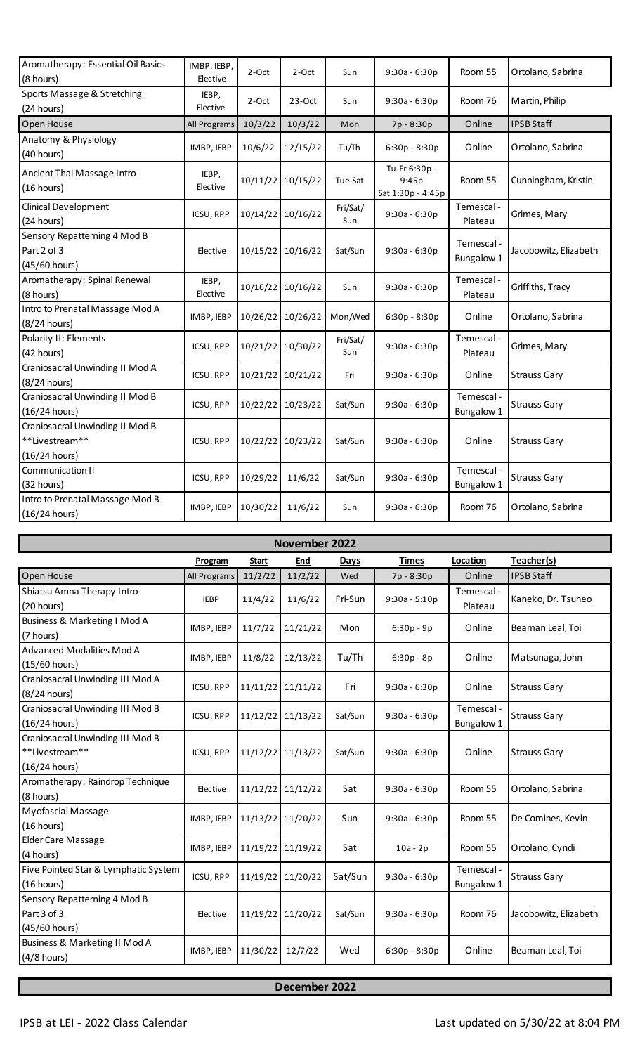| | | | | | | | |
|---|---|---|---|---|---|---|---|
| Aromatherapy: Essential Oil Basics (8 hours) | IMBP, IEBP, Elective | 2-Oct | 2-Oct | Sun | 9:30a - 6:30p | Room 55 | Ortolano, Sabrina |
| Sports Massage & Stretching (24 hours) | IEBP, Elective | 2-Oct | 23-Oct | Sun | 9:30a - 6:30p | Room 76 | Martin, Philip |
| Open House | All Programs | 10/3/22 | 10/3/22 | Mon | 7p - 8:30p | Online | IPSB Staff |
| Anatomy & Physiology (40 hours) | IMBP, IEBP | 10/6/22 | 12/15/22 | Tu/Th | 6:30p - 8:30p | Online | Ortolano, Sabrina |
| Ancient Thai Massage Intro (16 hours) | IEBP, Elective | 10/11/22 | 10/15/22 | Tue-Sat | Tu-Fr 6:30p - 9:45p Sat 1:30p - 4:45p | Room 55 | Cunningham, Kristin |
| Clinical Development (24 hours) | ICSU, RPP | 10/14/22 | 10/16/22 | Fri/Sat/Sun | 9:30a - 6:30p | Temescal - Plateau | Grimes, Mary |
| Sensory Repatterning 4 Mod B Part 2 of 3 (45/60 hours) | Elective | 10/15/22 | 10/16/22 | Sat/Sun | 9:30a - 6:30p | Temescal - Bungalow 1 | Jacobowitz, Elizabeth |
| Aromatherapy: Spinal Renewal (8 hours) | IEBP, Elective | 10/16/22 | 10/16/22 | Sun | 9:30a - 6:30p | Temescal - Plateau | Griffiths, Tracy |
| Intro to Prenatal Massage Mod A (8/24 hours) | IMBP, IEBP | 10/26/22 | 10/26/22 | Mon/Wed | 6:30p - 8:30p | Online | Ortolano, Sabrina |
| Polarity II: Elements (42 hours) | ICSU, RPP | 10/21/22 | 10/30/22 | Fri/Sat/Sun | 9:30a - 6:30p | Temescal - Plateau | Grimes, Mary |
| Craniosacral Unwinding II Mod A (8/24 hours) | ICSU, RPP | 10/21/22 | 10/21/22 | Fri | 9:30a - 6:30p | Online | Strauss Gary |
| Craniosacral Unwinding II Mod B (16/24 hours) | ICSU, RPP | 10/22/22 | 10/23/22 | Sat/Sun | 9:30a - 6:30p | Temescal - Bungalow 1 | Strauss Gary |
| Craniosacral Unwinding II Mod B **Livestream** (16/24 hours) | ICSU, RPP | 10/22/22 | 10/23/22 | Sat/Sun | 9:30a - 6:30p | Online | Strauss Gary |
| Communication II (32 hours) | ICSU, RPP | 10/29/22 | 11/6/22 | Sat/Sun | 9:30a - 6:30p | Temescal - Bungalow 1 | Strauss Gary |
| Intro to Prenatal Massage Mod B (16/24 hours) | IMBP, IEBP | 10/30/22 | 11/6/22 | Sun | 9:30a - 6:30p | Room 76 | Ortolano, Sabrina |

## November 2022

| | Program | Start | End | Days | Times | Location | Teacher(s) |
|---|---|---|---|---|---|---|---|
| Open House | All Programs | 11/2/22 | 11/2/22 | Wed | 7p - 8:30p | Online | IPSB Staff |
| Shiatsu Amna Therapy Intro (20 hours) | IEBP | 11/4/22 | 11/6/22 | Fri-Sun | 9:30a - 5:10p | Temescal - Plateau | Kaneko, Dr. Tsuneo |
| Business & Marketing I Mod A (7 hours) | IMBP, IEBP | 11/7/22 | 11/21/22 | Mon | 6:30p - 9p | Online | Beaman Leal, Toi |
| Advanced Modalities Mod A (15/60 hours) | IMBP, IEBP | 11/8/22 | 12/13/22 | Tu/Th | 6:30p - 8p | Online | Matsunaga, John |
| Craniosacral Unwinding III Mod A (8/24 hours) | ICSU, RPP | 11/11/22 | 11/11/22 | Fri | 9:30a - 6:30p | Online | Strauss Gary |
| Craniosacral Unwinding III Mod B (16/24 hours) | ICSU, RPP | 11/12/22 | 11/13/22 | Sat/Sun | 9:30a - 6:30p | Temescal - Bungalow 1 | Strauss Gary |
| Craniosacral Unwinding III Mod B **Livestream** (16/24 hours) | ICSU, RPP | 11/12/22 | 11/13/22 | Sat/Sun | 9:30a - 6:30p | Online | Strauss Gary |
| Aromatherapy: Raindrop Technique (8 hours) | Elective | 11/12/22 | 11/12/22 | Sat | 9:30a - 6:30p | Room 55 | Ortolano, Sabrina |
| Myofascial Massage (16 hours) | IMBP, IEBP | 11/13/22 | 11/20/22 | Sun | 9:30a - 6:30p | Room 55 | De Comines, Kevin |
| Elder Care Massage (4 hours) | IMBP, IEBP | 11/19/22 | 11/19/22 | Sat | 10a - 2p | Room 55 | Ortolano, Cyndi |
| Five Pointed Star & Lymphatic System (16 hours) | ICSU, RPP | 11/19/22 | 11/20/22 | Sat/Sun | 9:30a - 6:30p | Temescal - Bungalow 1 | Strauss Gary |
| Sensory Repatterning 4 Mod B Part 3 of 3 (45/60 hours) | Elective | 11/19/22 | 11/20/22 | Sat/Sun | 9:30a - 6:30p | Room 76 | Jacobowitz, Elizabeth |
| Business & Marketing II Mod A (4/8 hours) | IMBP, IEBP | 11/30/22 | 12/7/22 | Wed | 6:30p - 8:30p | Online | Beaman Leal, Toi |

## December 2022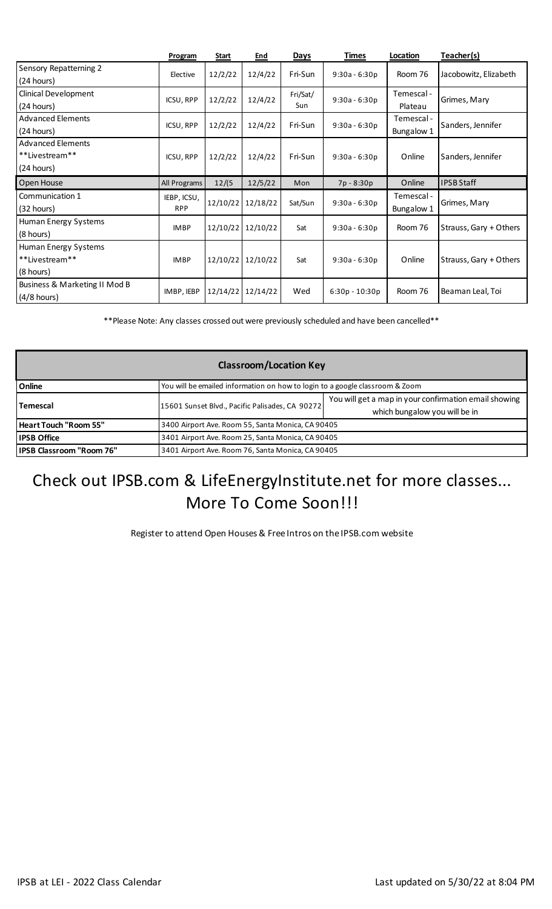| | Program | Start | End | Days | Times | Location | Teacher(s) |
|---|---|---|---|---|---|---|---|
| Sensory Repatterning 2 (24 hours) | Elective | 12/2/22 | 12/4/22 | Fri-Sun | 9:30a - 6:30p | Room 76 | Jacobowitz, Elizabeth |
| Clinical Development (24 hours) | ICSU, RPP | 12/2/22 | 12/4/22 | Fri/Sat/ Sun | 9:30a - 6:30p | Temescal - Plateau | Grimes, Mary |
| Advanced Elements (24 hours) | ICSU, RPP | 12/2/22 | 12/4/22 | Fri-Sun | 9:30a - 6:30p | Temescal - Bungalow 1 | Sanders, Jennifer |
| Advanced Elements **Livestream** (24 hours) | ICSU, RPP | 12/2/22 | 12/4/22 | Fri-Sun | 9:30a - 6:30p | Online | Sanders, Jennifer |
| Open House | All Programs | 12/(5 | 12/5/22 | Mon | 7p - 8:30p | Online | IPSB Staff |
| Communication 1 (32 hours) | IEBP, ICSU, RPP | 12/10/22 | 12/18/22 | Sat/Sun | 9:30a - 6:30p | Temescal - Bungalow 1 | Grimes, Mary |
| Human Energy Systems (8 hours) | IMBP | 12/10/22 | 12/10/22 | Sat | 9:30a - 6:30p | Room 76 | Strauss, Gary + Others |
| Human Energy Systems **Livestream** (8 hours) | IMBP | 12/10/22 | 12/10/22 | Sat | 9:30a - 6:30p | Online | Strauss, Gary + Others |
| Business & Marketing II Mod B (4/8 hours) | IMBP, IEBP | 12/14/22 | 12/14/22 | Wed | 6:30p - 10:30p | Room 76 | Beaman Leal, Toi |

**Please Note: Any classes crossed out were previously scheduled and have been cancelled**

| Classroom/Location Key | | |
|---|---|---|
| **Online** | You will be emailed information on how to login to a google classroom & Zoom | |
| **Temescal** | 15601 Sunset Blvd., Pacific Palisades, CA 90272 | You will get a map in your confirmation email showing which bungalow you will be in |
| **Heart Touch "Room 55"** | 3400 Airport Ave. Room 55, Santa Monica, CA 90405 | |
| **IPSB Office** | 3401 Airport Ave. Room 25, Santa Monica, CA 90405 | |
| **IPSB Classroom "Room 76"** | 3401 Airport Ave. Room 76, Santa Monica, CA 90405 | |

## Check out IPSB.com & LifeEnergyInstitute.net for more classes... More To Come Soon!!!

Register to attend Open Houses & Free Intros on the IPSB.com website

IPSB at LEI - 2022 Class Calendar

Last updated on 5/30/22 at 8:04 PM